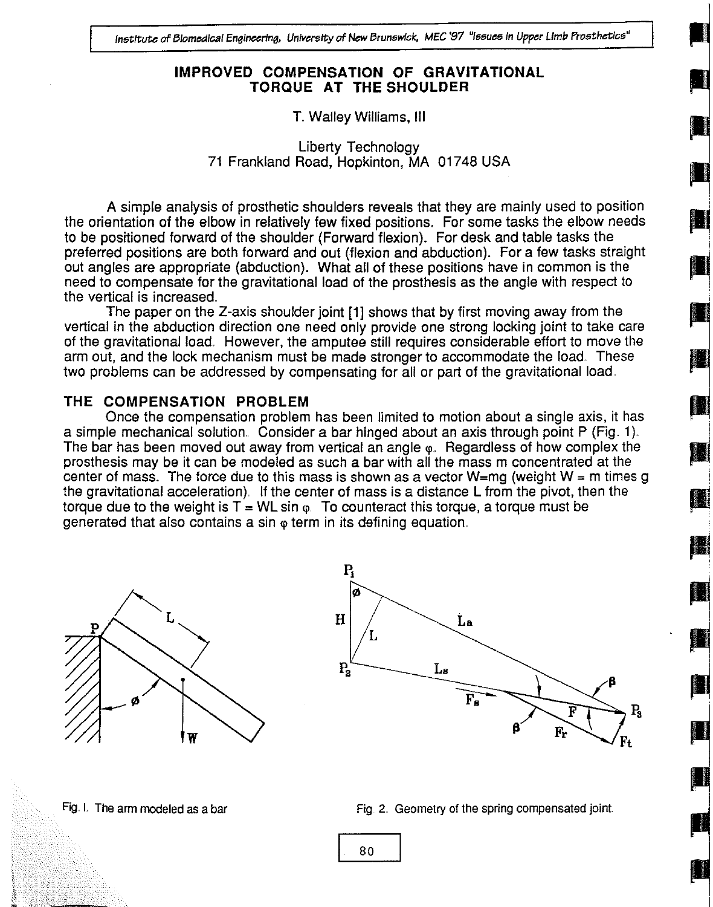# IMPROVED COMPENSATION OF GRAVITATIONAL TORQUE AT THE SHOULDER

T. Walley Williams, III

Liberty Technology
71 Frankland Road, Hopkinton, MA 01748 USA

A simple analysis of prosthetic shoulders reveals that they are mainly used to position the orientation of the elbow in relatively few fixed positions. For some tasks the elbow needs to be positioned forward of the shoulder (Forward flexion). For desk and table tasks the preferred positions are both forward and out (flexion and abduction). For a few tasks straight out angles are appropriate (abduction). What all of these positions have in common is the need to compensate for the gravitational load of the prosthesis as the angle with respect to the vertical is increased.

The paper on the Z-axis shoulder joint [1] shows that by first moving away from the vertical in the abduction direction one need only provide one strong locking joint to take care of the gravitational load. However, the amputee still requires considerable effort to move the arm out, and the lock mechanism must be made stronger to accommodate the load. These two problems can be addressed by compensating for all or part of the gravitational load.

## THE COMPENSATION PROBLEM

Once the compensation problem has been limited to motion about a single axis, it has a simple mechanical solution. Consider a bar hinged about an axis through point P (Fig. 1). The bar has been moved out away from vertical an angle $\varphi$. Regardless of how complex the prosthesis may be it can be modeled as such a bar with all the mass m concentrated at the center of mass. The force due to this mass is shown as a vector W=mg (weight W = m times g the gravitational acceleration). If the center of mass is a distance L from the pivot, then the torque due to the weight is $T = WL \sin \varphi$. To counteract this torque, a torque must be generated that also contains a $\sin \varphi$ term in its defining equation.

Fig. 1. The arm modeled as a bar

Fig. 2. Geometry of the spring compensated joint.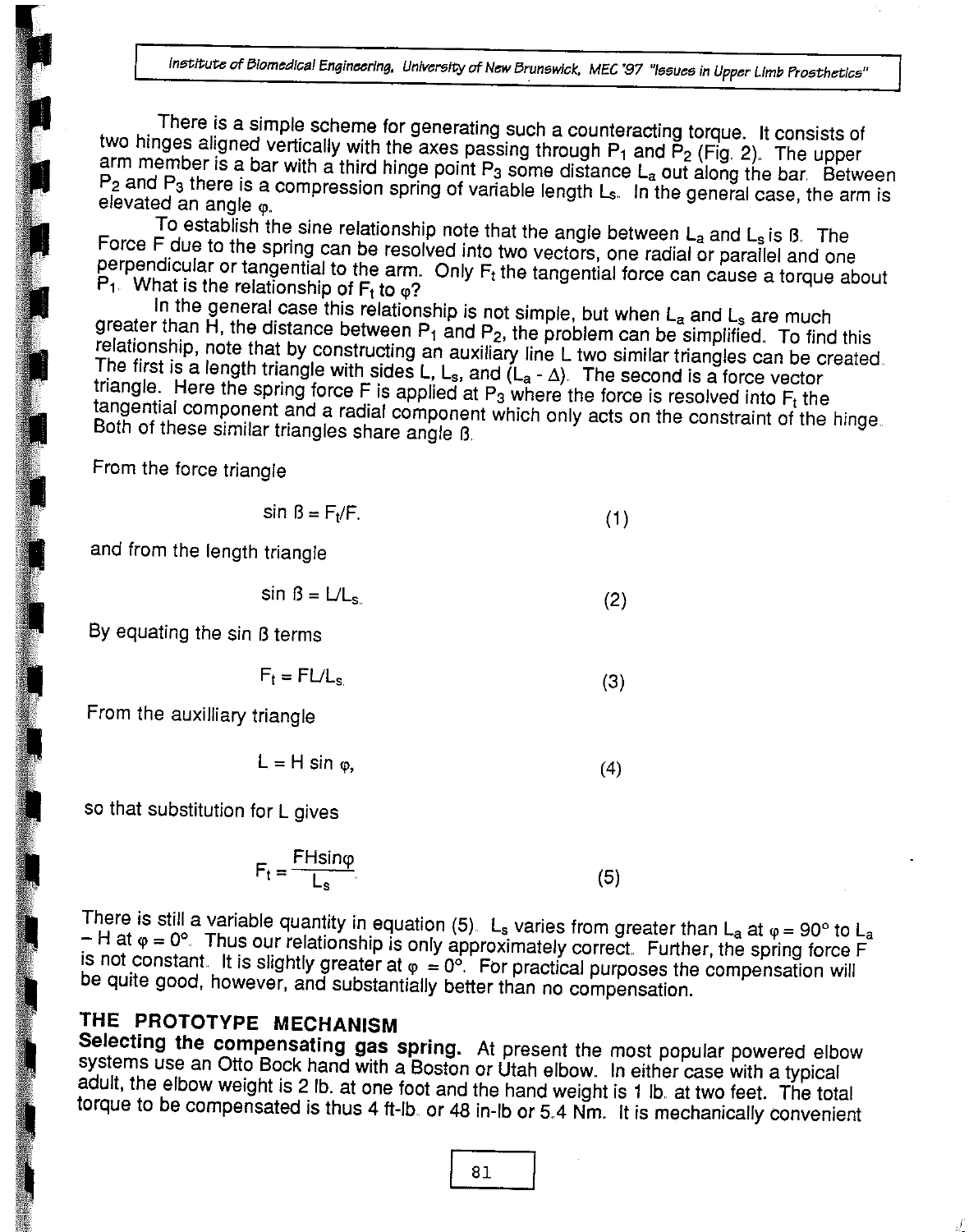There is a simple scheme for generating such a counteracting torque. It consists of two hinges aligned vertically with the axes passing through $P_1$ and $P_2$ (Fig. 2). The upper arm member is a bar with a third hinge point $P_3$ some distance $L_a$ out along the bar. Between $P_2$ and $P_3$ there is a compression spring of variable length $L_s$. In the general case, the arm is elevated an angle $\varphi$.

To establish the sine relationship note that the angle between $L_a$ and $L_s$ is $\beta$. The Force F due to the spring can be resolved into two vectors, one radial or parallel and one perpendicular or tangential to the arm. Only $F_t$ the tangential force can cause a torque about $P_1$. What is the relationship of $F_t$ to $\varphi$?

In the general case this relationship is not simple, but when $L_a$ and $L_s$ are much greater than H, the distance between $P_1$ and $P_2$, the problem can be simplified. To find this relationship, note that by constructing an auxiliary line L two similar triangles can be created. The first is a length triangle with sides L, $L_s$, and $(L_a - \Delta)$. The second is a force vector triangle. Here the spring force F is applied at $P_3$ where the force is resolved into $F_t$ the tangential component and a radial component which only acts on the constraint of the hinge. Both of these similar triangles share angle $\beta$.

From the force triangle

$$\sin \beta = F_t/F. \tag{1}$$

and from the length triangle

$$\sin \beta = L/L_s. \tag{2}$$

By equating the sin $\beta$ terms

$$F_t = FL/L_s. \tag{3}$$

From the auxilliary triangle

$$L = H \sin \varphi, \tag{4}$$

so that substitution for L gives

$$F_t = \frac{FH\sin\varphi}{L_s} \tag{5}$$

There is still a variable quantity in equation (5). $L_s$ varies from greater than $L_a$ at $\varphi = 90°$ to $L_a - H$ at $\varphi = 0°$. Thus our relationship is only approximately correct. Further, the spring force F is not constant. It is slightly greater at $\varphi = 0°$. For practical purposes the compensation will be quite good, however, and substantially better than no compensation.

## THE PROTOTYPE MECHANISM

**Selecting the compensating gas spring.** At present the most popular powered elbow systems use an Otto Bock hand with a Boston or Utah elbow. In either case with a typical adult, the elbow weight is 2 lb. at one foot and the hand weight is 1 lb. at two feet. The total torque to be compensated is thus 4 ft-lb. or 48 in-lb or 5.4 Nm. It is mechanically convenient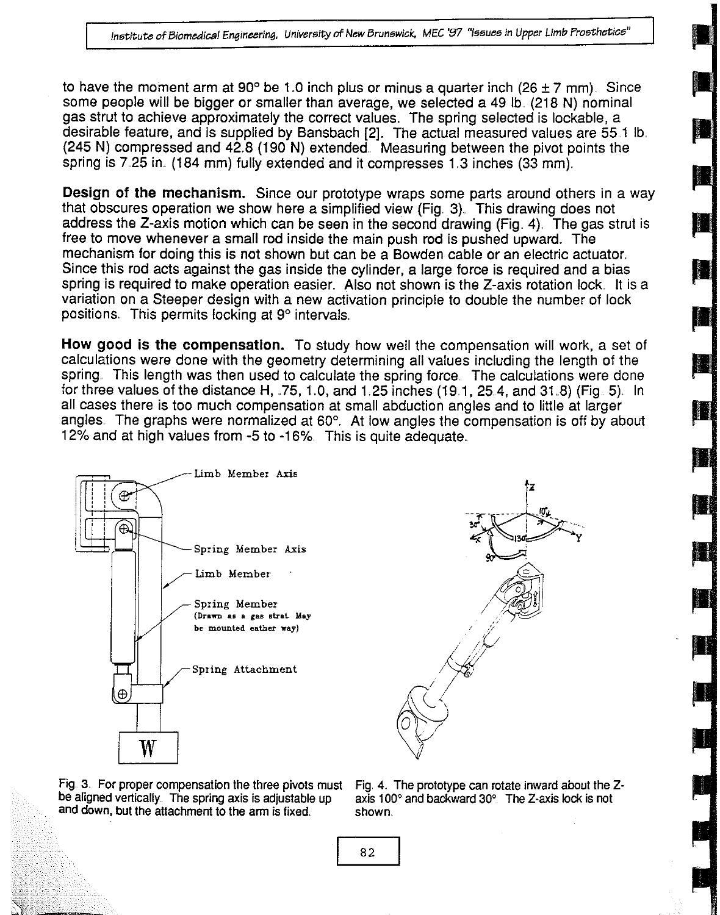to have the moment arm at 90° be 1.0 inch plus or minus a quarter inch (26 ± 7 mm). Since some people will be bigger or smaller than average, we selected a 49 lb. (218 N) nominal gas strut to achieve approximately the correct values. The spring selected is lockable, a desirable feature, and is supplied by Bansbach [2]. The actual measured values are 55.1 lb. (245 N) compressed and 42.8 (190 N) extended. Measuring between the pivot points the spring is 7.25 in. (184 mm) fully extended and it compresses 1.3 inches (33 mm).

**Design of the mechanism.** Since our prototype wraps some parts around others in a way that obscures operation we show here a simplified view (Fig. 3). This drawing does not address the Z-axis motion which can be seen in the second drawing (Fig. 4). The gas strut is free to move whenever a small rod inside the main push rod is pushed upward. The mechanism for doing this is not shown but can be a Bowden cable or an electric actuator. Since this rod acts against the gas inside the cylinder, a large force is required and a bias spring is required to make operation easier. Also not shown is the Z-axis rotation lock. It is a variation on a Steeper design with a new activation principle to double the number of lock positions. This permits locking at 9° intervals.

**How good is the compensation.** To study how well the compensation will work, a set of calculations were done with the geometry determining all values including the length of the spring. This length was then used to calculate the spring force. The calculations were done for three values of the distance H, .75, 1.0, and 1.25 inches (19.1, 25.4, and 31.8) (Fig. 5). In all cases there is too much compensation at small abduction angles and to little at larger angles. The graphs were normalized at 60°. At low angles the compensation is off by about 12% and at high values from -5 to -16%. This is quite adequate.

Limb Member Axis

Spring Member Axis

Limb Member

Spring Member (Drawn as a gas strut. May be mounted either way)

Spring Attachment

W

Fig. 3. For proper compensation the three pivots must be aligned vertically. The spring axis is adjustable up and down, but the attachment to the arm is fixed.

Fig. 4. The prototype can rotate inward about the Z-axis 100° and backward 30°. The Z-axis lock is not shown.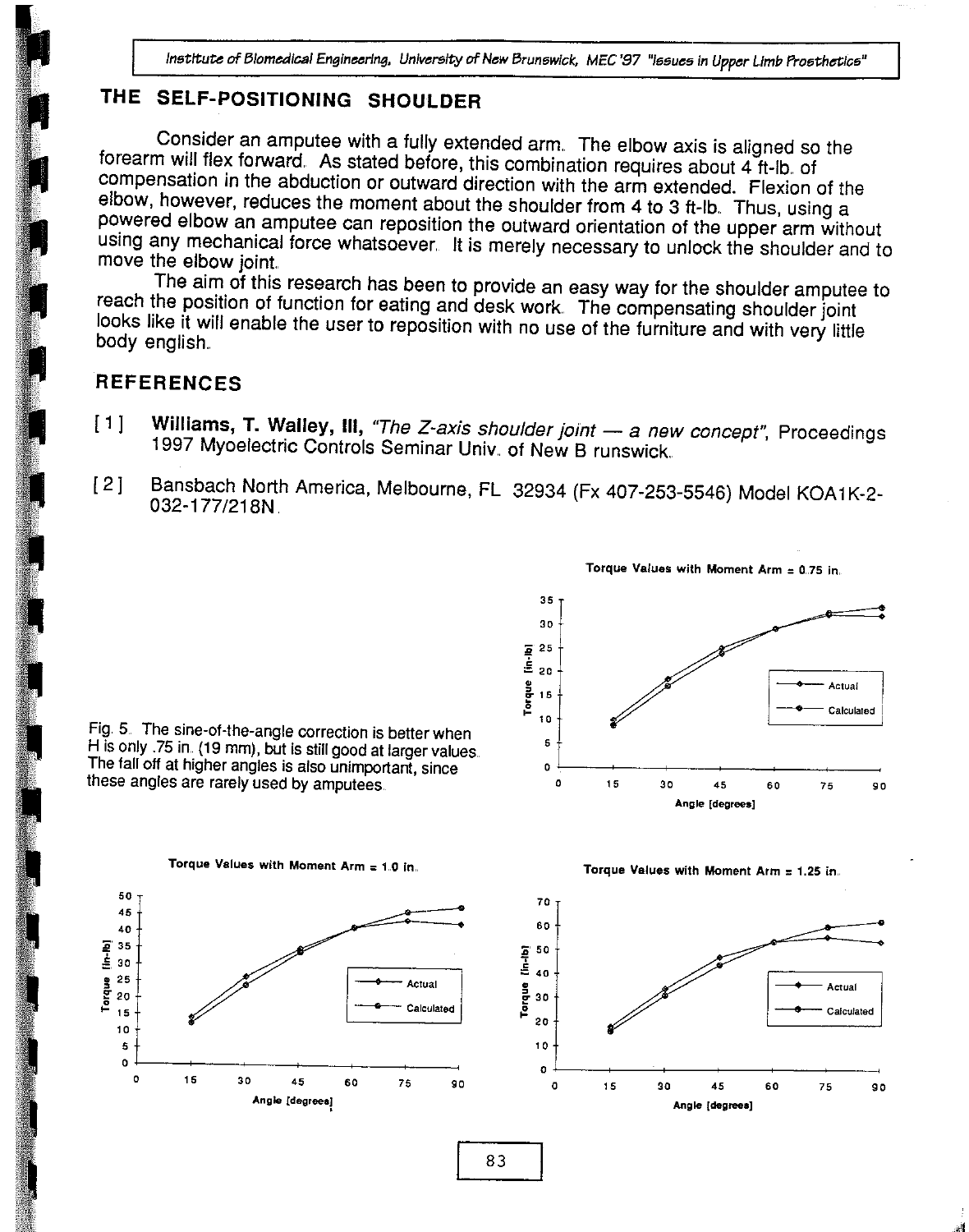## THE SELF-POSITIONING SHOULDER

Consider an amputee with a fully extended arm. The elbow axis is aligned so the forearm will flex forward. As stated before, this combination requires about 4 ft-lb. of compensation in the abduction or outward direction with the arm extended. Flexion of the elbow, however, reduces the moment about the shoulder from 4 to 3 ft-lb. Thus, using a powered elbow an amputee can reposition the outward orientation of the upper arm without using any mechanical force whatsoever. It is merely necessary to unlock the shoulder and to move the elbow joint.

The aim of this research has been to provide an easy way for the shoulder amputee to reach the position of function for eating and desk work. The compensating shoulder joint looks like it will enable the user to reposition with no use of the furniture and with very little body english.

## REFERENCES

[1] **Williams, T. Walley, III,** *"The Z-axis shoulder joint — a new concept"*, Proceedings 1997 Myoelectric Controls Seminar Univ. of New B runswick.

[2] Bansbach North America, Melbourne, FL 32934 (Fx 407-253-5546) Model KOA1K-2-032-177/218N.

Torque Values with Moment Arm = 0.75 in.

Torque [in-lb]

0
5
10
15
20
25
30
35

Angle [degrees]

0
15
30
45
60
75
90

Actual
Calculated

Fig. 5. The sine-of-the-angle correction is better when H is only .75 in. (19 mm), but is still good at larger values. The fall off at higher angles is also unimportant, since these angles are rarely used by amputees.

Torque Values with Moment Arm = 1.0 in.

Torque [in-lb]

0
5
10
15
20
25
30
35
40
45
50

Angle [degrees]

0
15
30
45
60
75
90

Actual
Calculated

Torque Values with Moment Arm = 1.25 in.

Torque [in-lb]

0
10
20
30
40
50
60
70

Angle [degrees]

0
15
30
45
60
75
90

Actual
Calculated